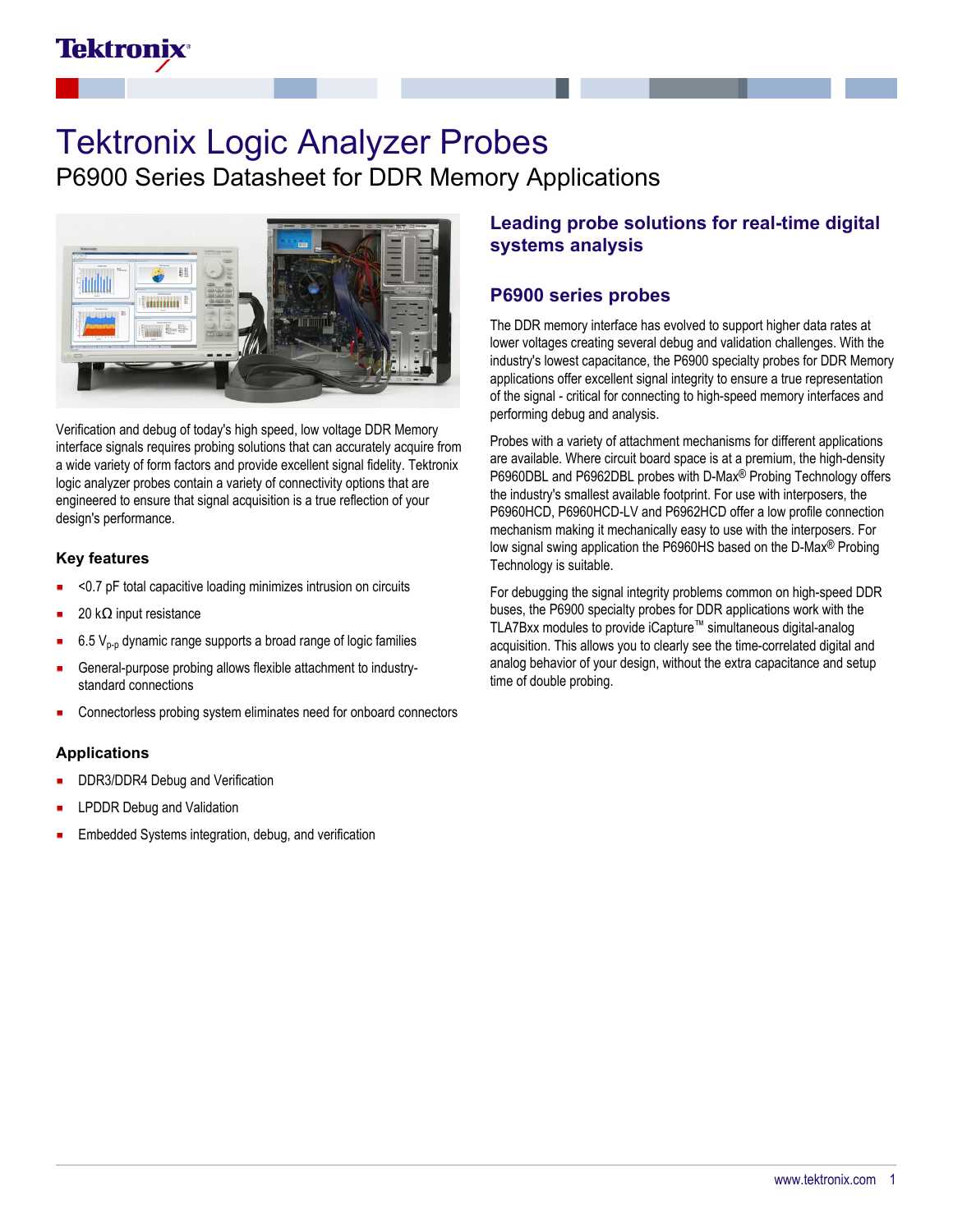# Tektronix Logic Analyzer Probes

## P6900 Series Datasheet for DDR Memory Applications

Verification and debug of today's high speed, low voltage DDR Memory interface signals requires probing solutions that can accurately acquire from a wide variety of form factors and provide excellent signal fidelity. Tektronix logic analyzer probes contain a variety of connectivity options that are engineered to ensure that signal acquisition is a true reflection of your design's performance.

### Key features

- <0.7 pF total capacitive loading minimizes intrusion on circuits
- 20 kΩ input resistance
- 6.5 $V_{p-p}$ dynamic range supports a broad range of logic families
- General-purpose probing allows flexible attachment to industry-standard connections
- Connectorless probing system eliminates need for onboard connectors

### Applications

- DDR3/DDR4 Debug and Verification
- LPDDR Debug and Validation
- Embedded Systems integration, debug, and verification

## Leading probe solutions for real-time digital systems analysis

### P6900 series probes

The DDR memory interface has evolved to support higher data rates at lower voltages creating several debug and validation challenges. With the industry's lowest capacitance, the P6900 specialty probes for DDR Memory applications offer excellent signal integrity to ensure a true representation of the signal - critical for connecting to high-speed memory interfaces and performing debug and analysis.

Probes with a variety of attachment mechanisms for different applications are available. Where circuit board space is at a premium, the high-density P6960DBL and P6962DBL probes with D-Max® Probing Technology offers the industry's smallest available footprint. For use with interposers, the P6960HCD, P6960HCD-LV and P6962HCD offer a low profile connection mechanism making it mechanically easy to use with the interposers. For low signal swing application the P6960HS based on the D-Max® Probing Technology is suitable.

For debugging the signal integrity problems common on high-speed DDR buses, the P6900 specialty probes for DDR applications work with the TLA7Bxx modules to provide iCapture™ simultaneous digital-analog acquisition. This allows you to clearly see the time-correlated digital and analog behavior of your design, without the extra capacitance and setup time of double probing.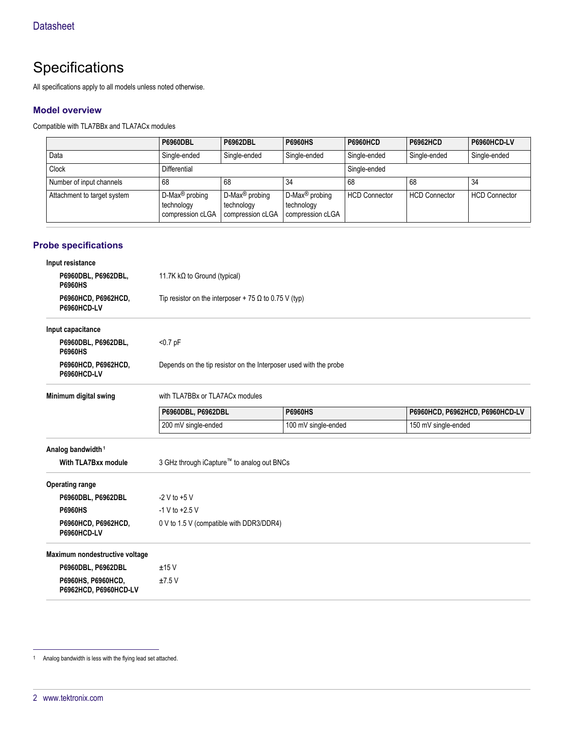# Specifications

All specifications apply to all models unless noted otherwise.

## Model overview

Compatible with TLA7BBx and TLA7ACx modules

| | P6960DBL | P6962DBL | P6960HS | P6960HCD | P6962HCD | P6960HCD-LV |
|---|---|---|---|---|---|---|
| Data | Single-ended | Single-ended | Single-ended | Single-ended | Single-ended | Single-ended |
| Clock | Differential | | | Single-ended | | |
| Number of input channels | 68 | 68 | 34 | 68 | 68 | 34 |
| Attachment to target system | D-Max® probing technology compression cLGA | D-Max® probing technology compression cLGA | D-Max® probing technology compression cLGA | HCD Connector | HCD Connector | HCD Connector |

## Probe specifications

**Input resistance**

| | |
|---|---|
| **P6960DBL, P6962DBL, P6960HS** | 11.7K kΩ to Ground (typical) |
| **P6960HCD, P6962HCD, P6960HCD-LV** | Tip resistor on the interposer + 75 Ω to 0.75 V (typ) |

**Input capacitance**

| | |
|---|---|
| **P6960DBL, P6962DBL, P6960HS** | <0.7 pF |
| **P6960HCD, P6962HCD, P6960HCD-LV** | Depends on the tip resistor on the Interposer used with the probe |

**Minimum digital swing**

with TLA7BBx or TLA7ACx modules

| P6960DBL, P6962DBL | P6960HS | P6960HCD, P6962HCD, P6960HCD-LV |
|---|---|---|
| 200 mV single-ended | 100 mV single-ended | 150 mV single-ended |

**Analog bandwidth** [1]

| | |
|---|---|
| **With TLA7Bxx module** | 3 GHz through iCapture™ to analog out BNCs |

**Operating range**

| | |
|---|---|
| **P6960DBL, P6962DBL** | -2 V to +5 V |
| **P6960HS** | -1 V to +2.5 V |
| **P6960HCD, P6962HCD, P6960HCD-LV** | 0 V to 1.5 V (compatible with DDR3/DDR4) |

**Maximum nondestructive voltage**

| | |
|---|---|
| **P6960DBL, P6962DBL** | ±15 V |
| **P6960HS, P6960HCD, P6962HCD, P6960HCD-LV** | ±7.5 V |

---

[1] Analog bandwidth is less with the flying lead set attached.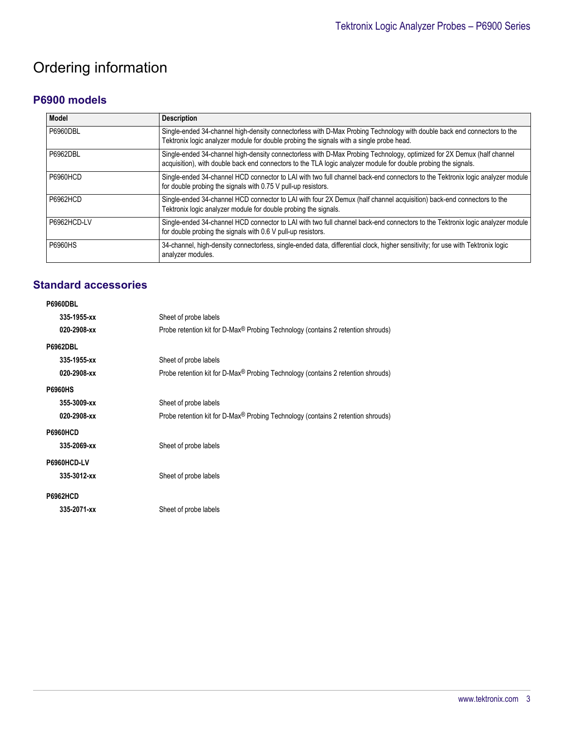# Ordering information

## P6900 models

| Model | Description |
| --- | --- |
| P6960DBL | Single-ended 34-channel high-density connectorless with D-Max Probing Technology with double back end connectors to the Tektronix logic analyzer module for double probing the signals with a single probe head. |
| P6962DBL | Single-ended 34-channel high-density connectorless with D-Max Probing Technology, optimized for 2X Demux (half channel acquisition), with double back end connectors to the TLA logic analyzer module for double probing the signals. |
| P6960HCD | Single-ended 34-channel HCD connector to LAI with two full channel back-end connectors to the Tektronix logic analyzer module for double probing the signals with 0.75 V pull-up resistors. |
| P6962HCD | Single-ended 34-channel HCD connector to LAI with four 2X Demux (half channel acquisition) back-end connectors to the Tektronix logic analyzer module for double probing the signals. |
| P6962HCD-LV | Single-ended 34-channel HCD connector to LAI with two full channel back-end connectors to the Tektronix logic analyzer module for double probing the signals with 0.6 V pull-up resistors. |
| P6960HS | 34-channel, high-density connectorless, single-ended data, differential clock, higher sensitivity; for use with Tektronix logic analyzer modules. |

## Standard accessories

**P6960DBL**

| | |
| --- | --- |
| **335-1955-xx** | Sheet of probe labels |
| **020-2908-xx** | Probe retention kit for D-Max® Probing Technology (contains 2 retention shrouds) |

**P6962DBL**

| | |
| --- | --- |
| **335-1955-xx** | Sheet of probe labels |
| **020-2908-xx** | Probe retention kit for D-Max® Probing Technology (contains 2 retention shrouds) |

**P6960HS**

| | |
| --- | --- |
| **355-3009-xx** | Sheet of probe labels |
| **020-2908-xx** | Probe retention kit for D-Max® Probing Technology (contains 2 retention shrouds) |

**P6960HCD**

| | |
| --- | --- |
| **335-2069-xx** | Sheet of probe labels |

**P6960HCD-LV**

| | |
| --- | --- |
| **335-3012-xx** | Sheet of probe labels |

**P6962HCD**

| | |
| --- | --- |
| **335-2071-xx** | Sheet of probe labels |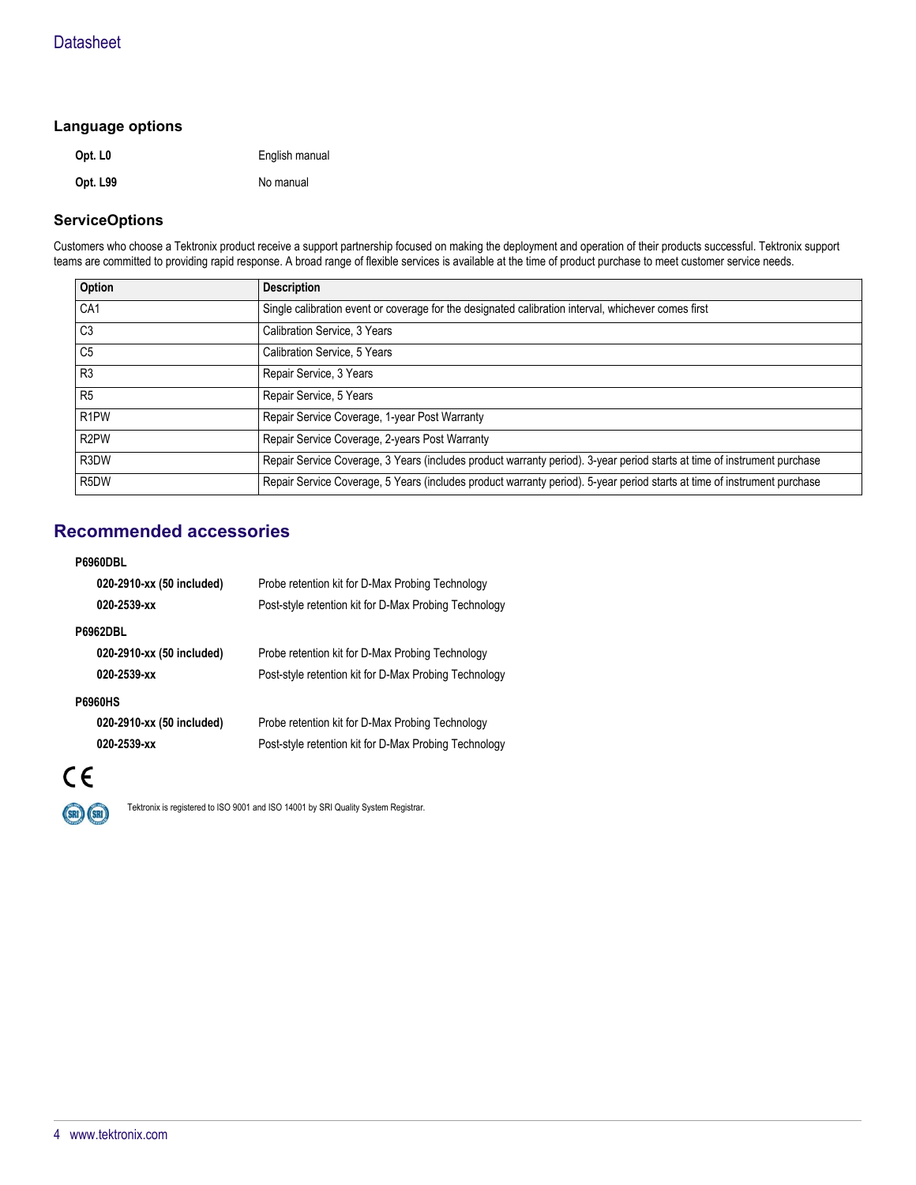### Language options

**Opt. L0** English manual

**Opt. L99** No manual

### ServiceOptions

Customers who choose a Tektronix product receive a support partnership focused on making the deployment and operation of their products successful. Tektronix support teams are committed to providing rapid response. A broad range of flexible services is available at the time of product purchase to meet customer service needs.

| Option | Description |
|---|---|
| CA1 | Single calibration event or coverage for the designated calibration interval, whichever comes first |
| C3 | Calibration Service, 3 Years |
| C5 | Calibration Service, 5 Years |
| R3 | Repair Service, 3 Years |
| R5 | Repair Service, 5 Years |
| R1PW | Repair Service Coverage, 1-year Post Warranty |
| R2PW | Repair Service Coverage, 2-years Post Warranty |
| R3DW | Repair Service Coverage, 3 Years (includes product warranty period). 3-year period starts at time of instrument purchase |
| R5DW | Repair Service Coverage, 5 Years (includes product warranty period). 5-year period starts at time of instrument purchase |

## Recommended accessories

**P6960DBL**

**020-2910-xx (50 included)** Probe retention kit for D-Max Probing Technology

**020-2539-xx** Post-style retention kit for D-Max Probing Technology

**P6962DBL**

**020-2910-xx (50 included)** Probe retention kit for D-Max Probing Technology

**020-2539-xx** Post-style retention kit for D-Max Probing Technology

**P6960HS**

**020-2910-xx (50 included)** Probe retention kit for D-Max Probing Technology

**020-2539-xx** Post-style retention kit for D-Max Probing Technology

CE

Tektronix is registered to ISO 9001 and ISO 14001 by SRI Quality System Registrar.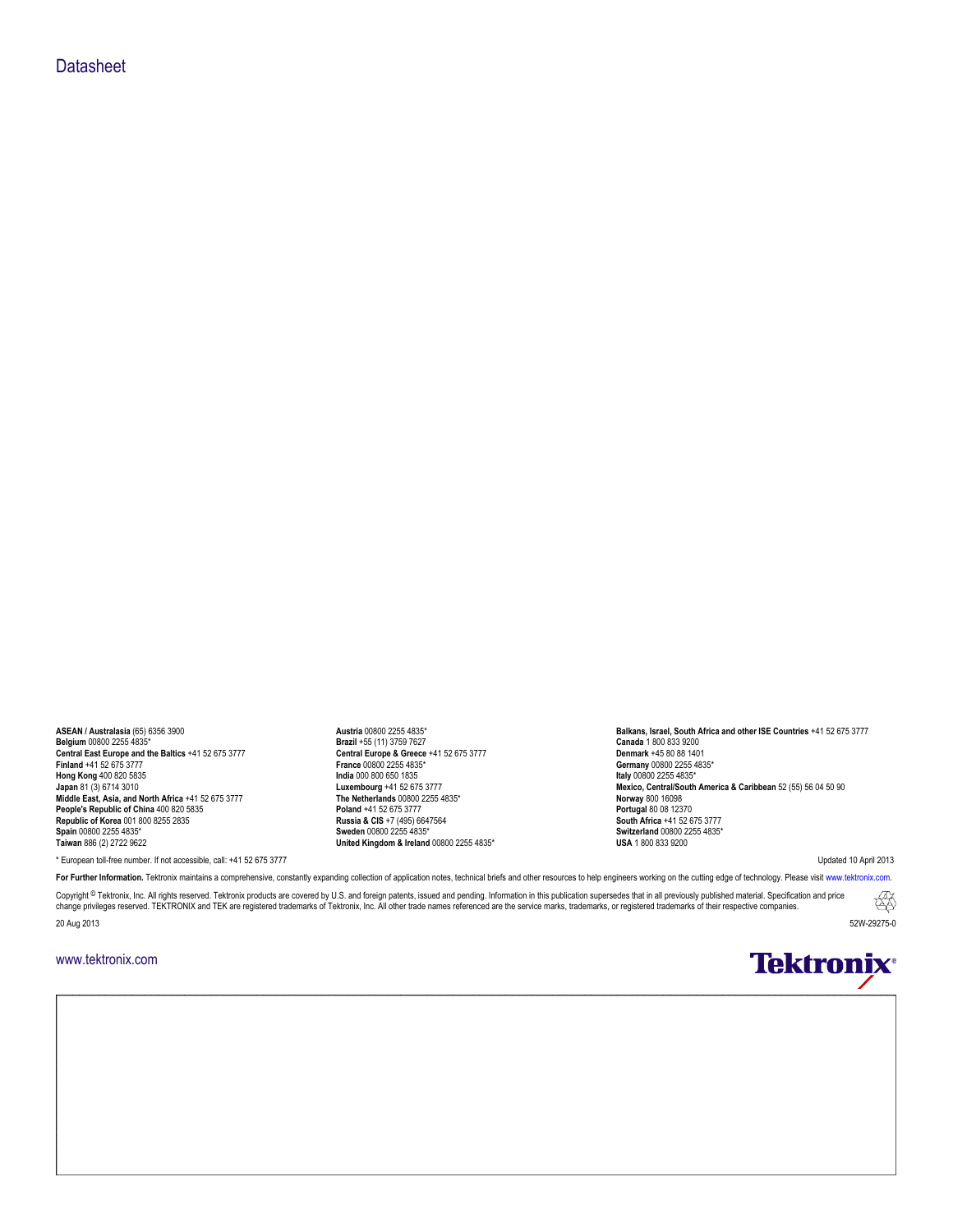**ASEAN / Australasia** (65) 6356 3900
**Belgium** 00800 2255 4835*
**Central East Europe and the Baltics** +41 52 675 3777
**Finland** +41 52 675 3777
**Hong Kong** 400 820 5835
**Japan** 81 (3) 6714 3010
**Middle East, Asia, and North Africa** +41 52 675 3777
**People's Republic of China** 400 820 5835
**Republic of Korea** 001 800 8255 2835
**Spain** 00800 2255 4835*
**Taiwan** 886 (2) 2722 9622

**Austria** 00800 2255 4835*
**Brazil** +55 (11) 3759 7627
**Central Europe & Greece** +41 52 675 3777
**France** 00800 2255 4835*
**India** 000 800 650 1835
**Luxembourg** +41 52 675 3777
**The Netherlands** 00800 2255 4835*
**Poland** +41 52 675 3777
**Russia & CIS** +7 (495) 6647564
**Sweden** 00800 2255 4835*
**United Kingdom & Ireland** 00800 2255 4835*

**Balkans, Israel, South Africa and other ISE Countries** +41 52 675 3777
**Canada** 1 800 833 9200
**Denmark** +45 80 88 1401
**Germany** 00800 2255 4835*
**Italy** 00800 2255 4835*
**Mexico, Central/South America & Caribbean** 52 (55) 56 04 50 90
**Norway** 800 16098
**Portugal** 80 08 12370
**South Africa** +41 52 675 3777
**Switzerland** 00800 2255 4835*
**USA** 1 800 833 9200

* European toll-free number. If not accessible, call: +41 52 675 3777

Updated 10 April 2013

**For Further Information.** Tektronix maintains a comprehensive, constantly expanding collection of application notes, technical briefs and other resources to help engineers working on the cutting edge of technology. Please visit www.tektronix.com.

Copyright © Tektronix, Inc. All rights reserved. Tektronix products are covered by U.S. and foreign patents, issued and pending. Information in this publication supersedes that in all previously published material. Specification and price change privileges reserved. TEKTRONIX and TEK are registered trademarks of Tektronix, Inc. All other trade names referenced are the service marks, trademarks, or registered trademarks of their respective companies.

20 Aug 2013

52W-29275-0

www.tektronix.com

Tektronix®